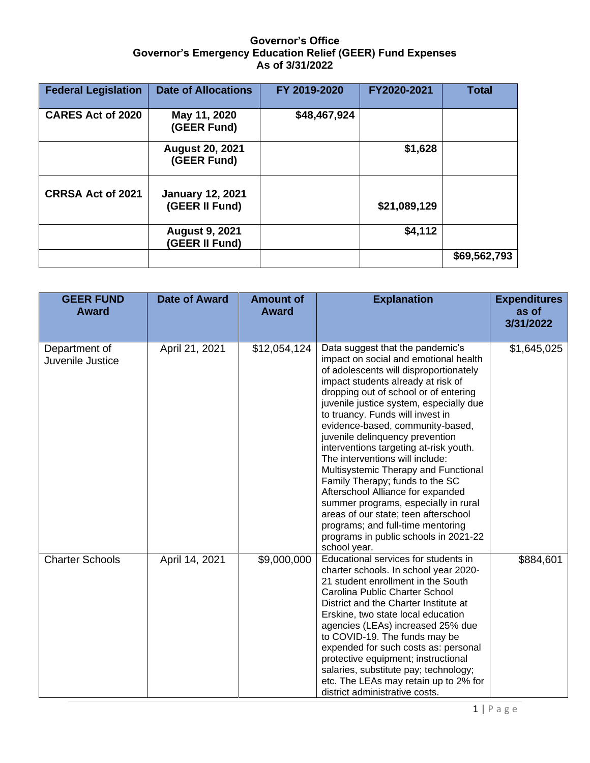**Governor's Office**
**Governor's Emergency Education Relief (GEER) Fund Expenses**
**As of 3/31/2022**

| Federal Legislation | Date of Allocations | FY 2019-2020 | FY2020-2021 | Total |
|---|---|---|---|---|
| **CARES Act of 2020** | **May 11, 2020 (GEER Fund)** | **$48,467,924** | | |
| | **August 20, 2021 (GEER Fund)** | | **$1,628** | |
| **CRRSA Act of 2021** | **January 12, 2021 (GEER II Fund)** | | **$21,089,129** | |
| | **August 9, 2021 (GEER II Fund)** | | **$4,112** | |
| | | | | **$69,562,793** |

| GEER FUND Award | Date of Award | Amount of Award | Explanation | Expenditures as of 3/31/2022 |
|---|---|---|---|---|
| Department of Juvenile Justice | April 21, 2021 | $12,054,124 | Data suggest that the pandemic's impact on social and emotional health of adolescents will disproportionately impact students already at risk of dropping out of school or of entering juvenile justice system, especially due to truancy. Funds will invest in evidence-based, community-based, juvenile delinquency prevention interventions targeting at-risk youth. The interventions will include: Multisystemic Therapy and Functional Family Therapy; funds to the SC Afterschool Alliance for expanded summer programs, especially in rural areas of our state; teen afterschool programs; and full-time mentoring programs in public schools in 2021-22 school year. | $1,645,025 |
| Charter Schools | April 14, 2021 | $9,000,000 | Educational services for students in charter schools. In school year 2020-21 student enrollment in the South Carolina Public Charter School District and the Charter Institute at Erskine, two state local education agencies (LEAs) increased 25% due to COVID-19. The funds may be expended for such costs as: personal protective equipment; instructional salaries, substitute pay; technology; etc. The LEAs may retain up to 2% for district administrative costs. | $884,601 |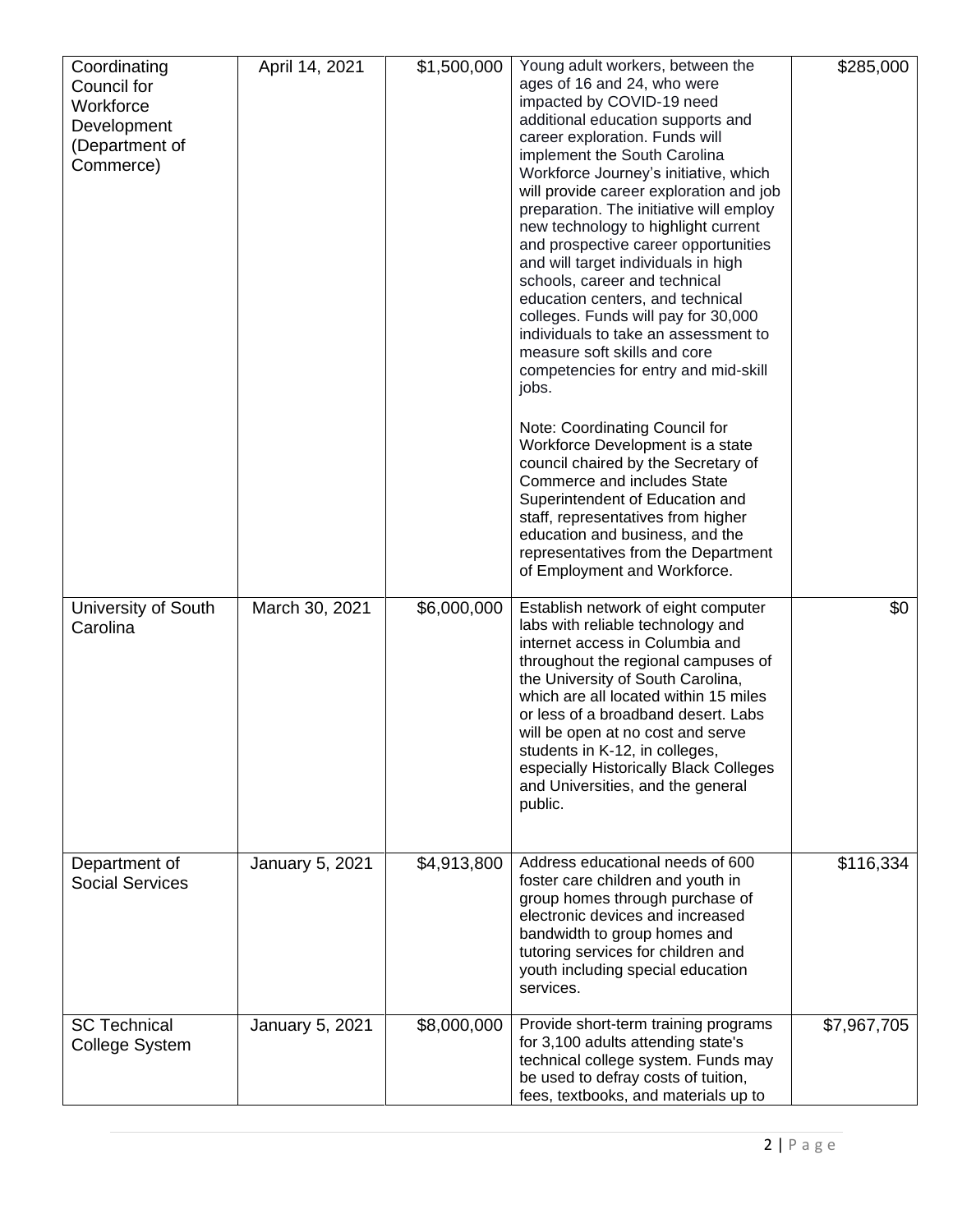| | | | | |
|---|---|---|---|---|
| Coordinating Council for Workforce Development (Department of Commerce) | April 14, 2021 | $1,500,000 | Young adult workers, between the ages of 16 and 24, who were impacted by COVID-19 need additional education supports and career exploration. Funds will implement the South Carolina Workforce Journey's initiative, which will provide career exploration and job preparation. The initiative will employ new technology to highlight current and prospective career opportunities and will target individuals in high schools, career and technical education centers, and technical colleges. Funds will pay for 30,000 individuals to take an assessment to measure soft skills and core competencies for entry and mid-skill jobs.<br><br>Note: Coordinating Council for Workforce Development is a state council chaired by the Secretary of Commerce and includes State Superintendent of Education and staff, representatives from higher education and business, and the representatives from the Department of Employment and Workforce. | $285,000 |
| University of South Carolina | March 30, 2021 | $6,000,000 | Establish network of eight computer labs with reliable technology and internet access in Columbia and throughout the regional campuses of the University of South Carolina, which are all located within 15 miles or less of a broadband desert. Labs will be open at no cost and serve students in K-12, in colleges, especially Historically Black Colleges and Universities, and the general public. | $0 |
| Department of Social Services | January 5, 2021 | $4,913,800 | Address educational needs of 600 foster care children and youth in group homes through purchase of electronic devices and increased bandwidth to group homes and tutoring services for children and youth including special education services. | $116,334 |
| SC Technical College System | January 5, 2021 | $8,000,000 | Provide short-term training programs for 3,100 adults attending state's technical college system. Funds may be used to defray costs of tuition, fees, textbooks, and materials up to | $7,967,705 |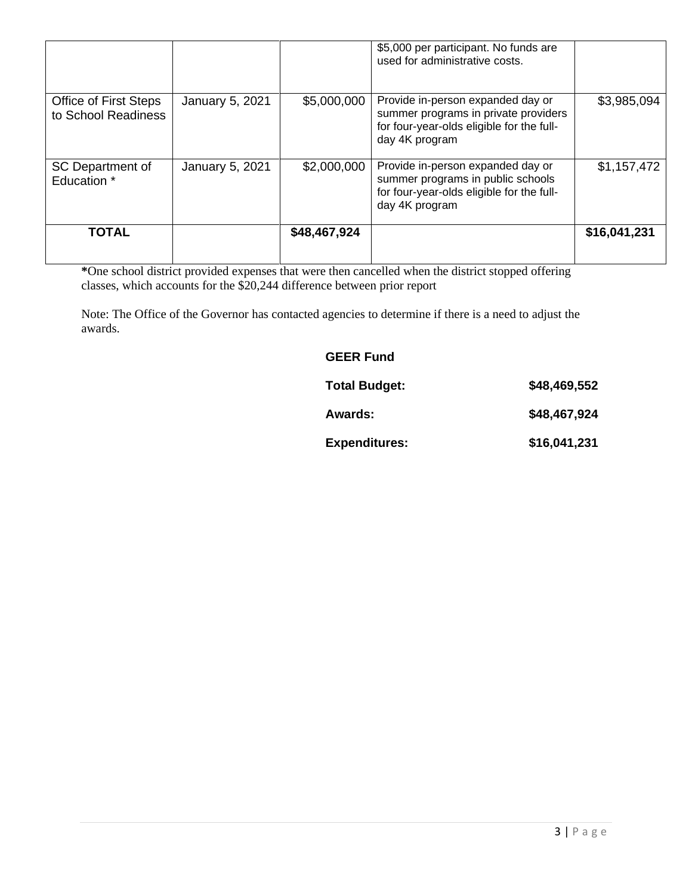| | | | | |
|---|---|---|---|---|
| | | | $5,000 per participant. No funds are used for administrative costs. | |
| Office of First Steps to School Readiness | January 5, 2021 | $5,000,000 | Provide in-person expanded day or summer programs in private providers for four-year-olds eligible for the full-day 4K program | $3,985,094 |
| SC Department of Education * | January 5, 2021 | $2,000,000 | Provide in-person expanded day or summer programs in public schools for four-year-olds eligible for the full-day 4K program | $1,157,472 |
| **TOTAL** | | **$48,467,924** | | **$16,041,231** |

**\***One school district provided expenses that were then cancelled when the district stopped offering classes, which accounts for the $20,244 difference between prior report

Note: The Office of the Governor has contacted agencies to determine if there is a need to adjust the awards.

**GEER Fund**

| | |
|---|---|
| **Total Budget:** | **$48,469,552** |
| **Awards:** | **$48,467,924** |
| **Expenditures:** | **$16,041,231** |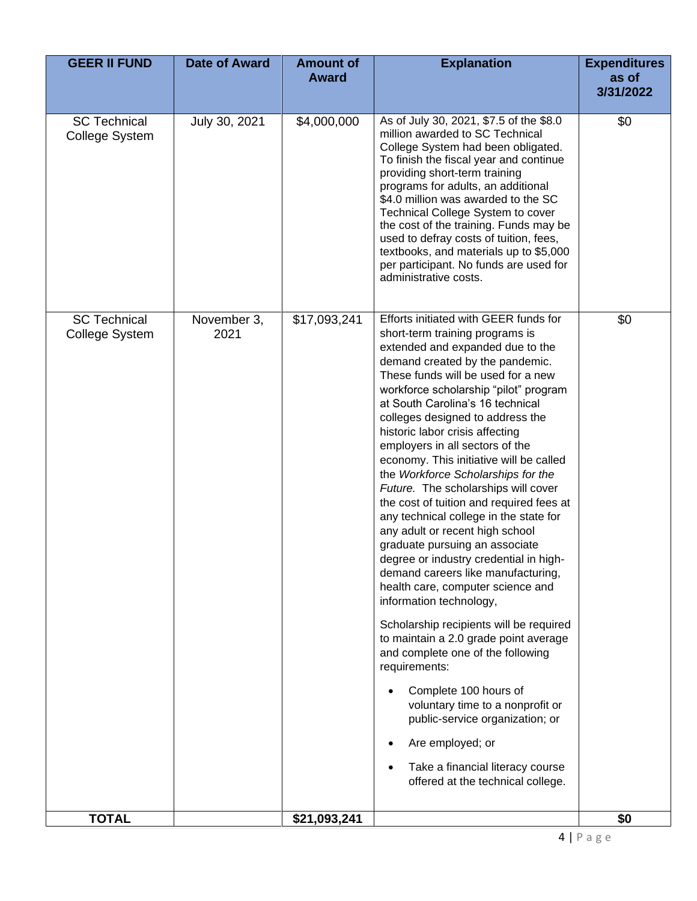| GEER II FUND | Date of Award | Amount of Award | Explanation | Expenditures as of 3/31/2022 |
|---|---|---|---|---|
| SC Technical College System | July 30, 2021 | $4,000,000 | As of July 30, 2021, $7.5 of the $8.0 million awarded to SC Technical College System had been obligated. To finish the fiscal year and continue providing short-term training programs for adults, an additional $4.0 million was awarded to the SC Technical College System to cover the cost of the training. Funds may be used to defray costs of tuition, fees, textbooks, and materials up to $5,000 per participant. No funds are used for administrative costs. | $0 |
| SC Technical College System | November 3, 2021 | $17,093,241 | Efforts initiated with GEER funds for short-term training programs is extended and expanded due to the demand created by the pandemic. These funds will be used for a new workforce scholarship "pilot" program at South Carolina's 16 technical colleges designed to address the historic labor crisis affecting employers in all sectors of the economy. This initiative will be called the *Workforce Scholarships for the Future.* The scholarships will cover the cost of tuition and required fees at any technical college in the state for any adult or recent high school graduate pursuing an associate degree or industry credential in high-demand careers like manufacturing, health care, computer science and information technology,<br><br>Scholarship recipients will be required to maintain a 2.0 grade point average and complete one of the following requirements:<br><br>• Complete 100 hours of voluntary time to a nonprofit or public-service organization; or<br>• Are employed; or<br>• Take a financial literacy course offered at the technical college. | $0 |
| **TOTAL** | | **$21,093,241** | | **$0** |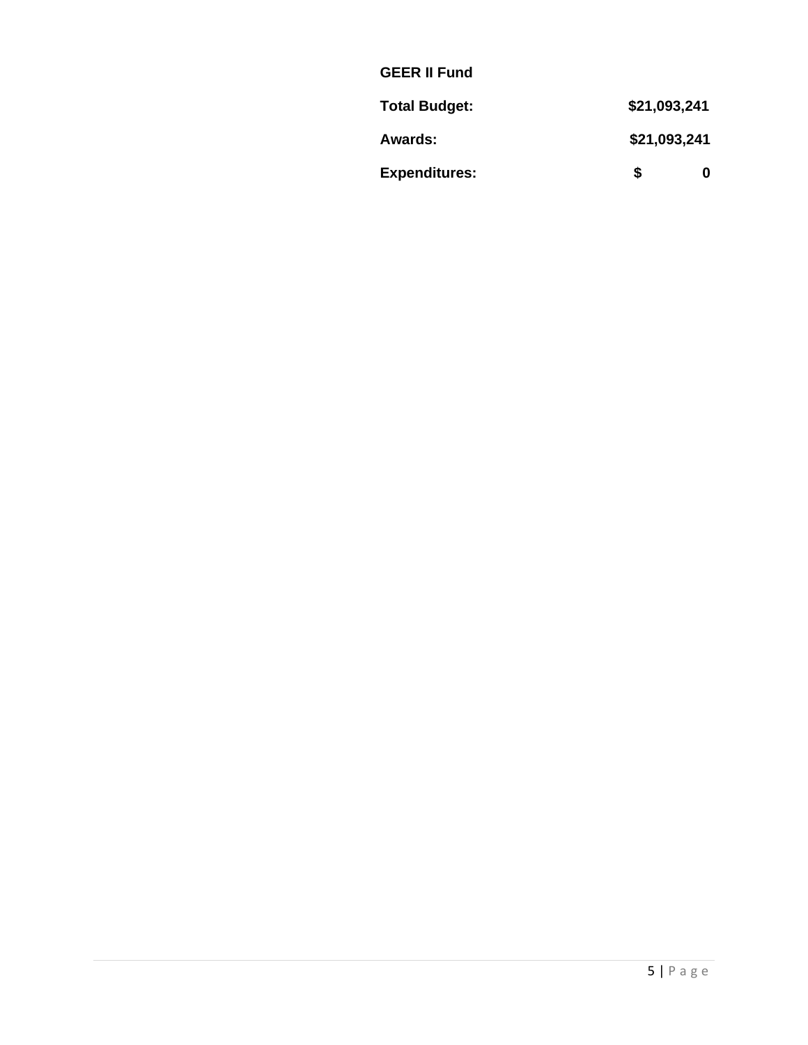**GEER II Fund**

| | |
|---|---|
| **Total Budget:** | **$21,093,241** |
| **Awards:** | **$21,093,241** |
| **Expenditures:** | **$ 0** |